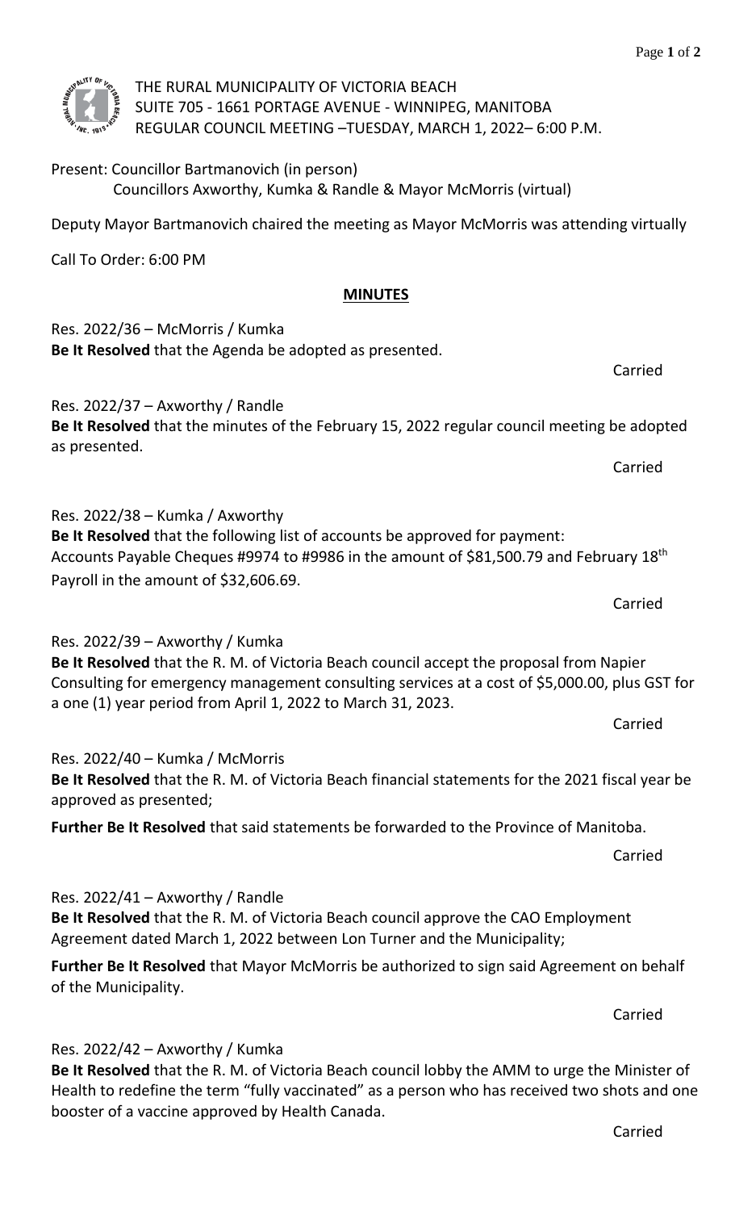THE RURAL MUNICIPALITY OF VICTORIA BEACH
SUITE 705 - 1661 PORTAGE AVENUE - WINNIPEG, MANITOBA
REGULAR COUNCIL MEETING –TUESDAY, MARCH 1, 2022– 6:00 P.M.

Present: Councillor Bartmanovich (in person)
Councillors Axworthy, Kumka & Randle & Mayor McMorris (virtual)

Deputy Mayor Bartmanovich chaired the meeting as Mayor McMorris was attending virtually

Call To Order: 6:00 PM

## MINUTES

Res. 2022/36 – McMorris / Kumka
**Be It Resolved** that the Agenda be adopted as presented.

Carried

Res. 2022/37 – Axworthy / Randle
**Be It Resolved** that the minutes of the February 15, 2022 regular council meeting be adopted as presented.

Carried

Res. 2022/38 – Kumka / Axworthy
**Be It Resolved** that the following list of accounts be approved for payment:
Accounts Payable Cheques #9974 to #9986 in the amount of $81,500.79 and February 18th Payroll in the amount of $32,606.69.

Carried

Res. 2022/39 – Axworthy / Kumka
**Be It Resolved** that the R. M. of Victoria Beach council accept the proposal from Napier Consulting for emergency management consulting services at a cost of $5,000.00, plus GST for a one (1) year period from April 1, 2022 to March 31, 2023.

Carried

Res. 2022/40 – Kumka / McMorris
**Be It Resolved** that the R. M. of Victoria Beach financial statements for the 2021 fiscal year be approved as presented;

**Further Be It Resolved** that said statements be forwarded to the Province of Manitoba.

Carried

Res. 2022/41 – Axworthy / Randle
**Be It Resolved** that the R. M. of Victoria Beach council approve the CAO Employment Agreement dated March 1, 2022 between Lon Turner and the Municipality;

**Further Be It Resolved** that Mayor McMorris be authorized to sign said Agreement on behalf of the Municipality.

Carried

Res. 2022/42 – Axworthy / Kumka
**Be It Resolved** that the R. M. of Victoria Beach council lobby the AMM to urge the Minister of Health to redefine the term "fully vaccinated" as a person who has received two shots and one booster of a vaccine approved by Health Canada.

Carried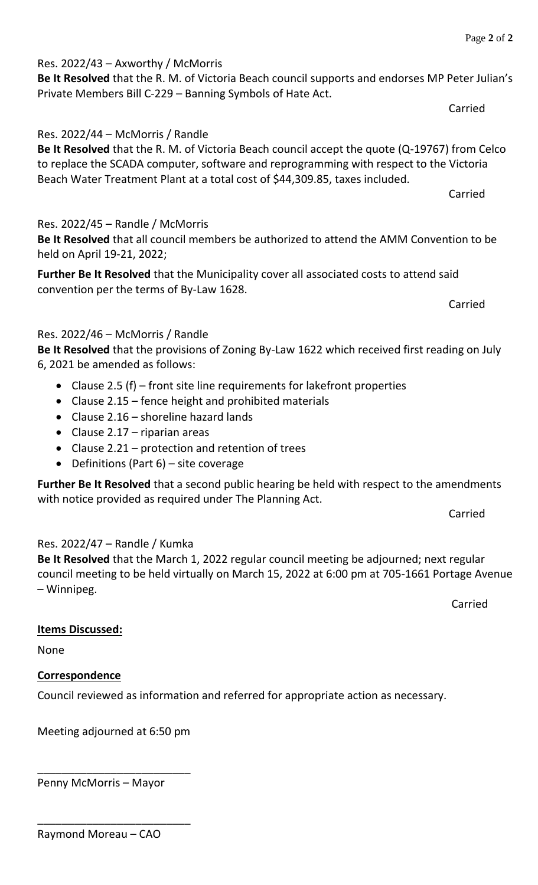Res. 2022/43 – Axworthy / McMorris
**Be It Resolved** that the R. M. of Victoria Beach council supports and endorses MP Peter Julian's Private Members Bill C-229 – Banning Symbols of Hate Act.

Carried

Res. 2022/44 – McMorris / Randle
**Be It Resolved** that the R. M. of Victoria Beach council accept the quote (Q-19767) from Celco to replace the SCADA computer, software and reprogramming with respect to the Victoria Beach Water Treatment Plant at a total cost of $44,309.85, taxes included.

Carried

Res. 2022/45 – Randle / McMorris
**Be It Resolved** that all council members be authorized to attend the AMM Convention to be held on April 19-21, 2022;

**Further Be It Resolved** that the Municipality cover all associated costs to attend said convention per the terms of By-Law 1628.

Carried

Res. 2022/46 – McMorris / Randle
**Be It Resolved** that the provisions of Zoning By-Law 1622 which received first reading on July 6, 2021 be amended as follows:

- Clause 2.5 (f) – front site line requirements for lakefront properties
- Clause 2.15 – fence height and prohibited materials
- Clause 2.16 – shoreline hazard lands
- Clause 2.17 – riparian areas
- Clause 2.21 – protection and retention of trees
- Definitions (Part 6) – site coverage

**Further Be It Resolved** that a second public hearing be held with respect to the amendments with notice provided as required under The Planning Act.

Carried

Res. 2022/47 – Randle / Kumka
**Be It Resolved** that the March 1, 2022 regular council meeting be adjourned; next regular council meeting to be held virtually on March 15, 2022 at 6:00 pm at 705-1661 Portage Avenue – Winnipeg.

Carried

**Items Discussed:**

None

**Correspondence**

Council reviewed as information and referred for appropriate action as necessary.

Meeting adjourned at 6:50 pm

\_\_\_\_\_\_\_\_\_\_\_\_\_\_\_\_\_\_\_\_\_\_\_\_\_
Penny McMorris – Mayor

\_\_\_\_\_\_\_\_\_\_\_\_\_\_\_\_\_\_\_\_\_\_\_\_\_
Raymond Moreau – CAO